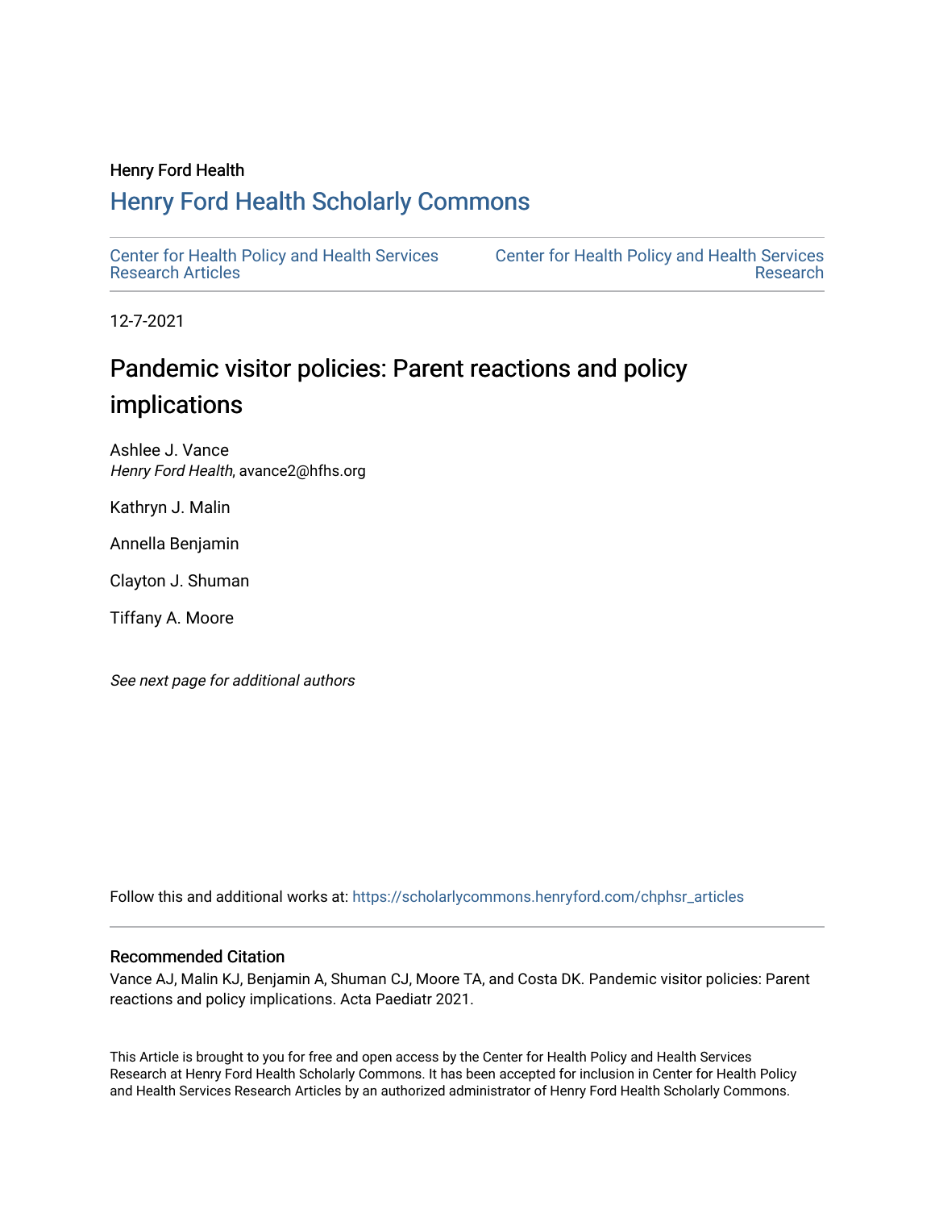Henry Ford Health

## Henry Ford Health Scholarly Commons

Center for Health Policy and Health Services Research Articles | Center for Health Policy and Health Services Research

12-7-2021

# Pandemic visitor policies: Parent reactions and policy implications

Ashlee J. Vance
*Henry Ford Health*, avance2@hfhs.org

Kathryn J. Malin

Annella Benjamin

Clayton J. Shuman

Tiffany A. Moore

*See next page for additional authors*

Follow this and additional works at: https://scholarlycommons.henryford.com/chphsr_articles

### Recommended Citation

Vance AJ, Malin KJ, Benjamin A, Shuman CJ, Moore TA, and Costa DK. Pandemic visitor policies: Parent reactions and policy implications. Acta Paediatr 2021.

This Article is brought to you for free and open access by the Center for Health Policy and Health Services Research at Henry Ford Health Scholarly Commons. It has been accepted for inclusion in Center for Health Policy and Health Services Research Articles by an authorized administrator of Henry Ford Health Scholarly Commons.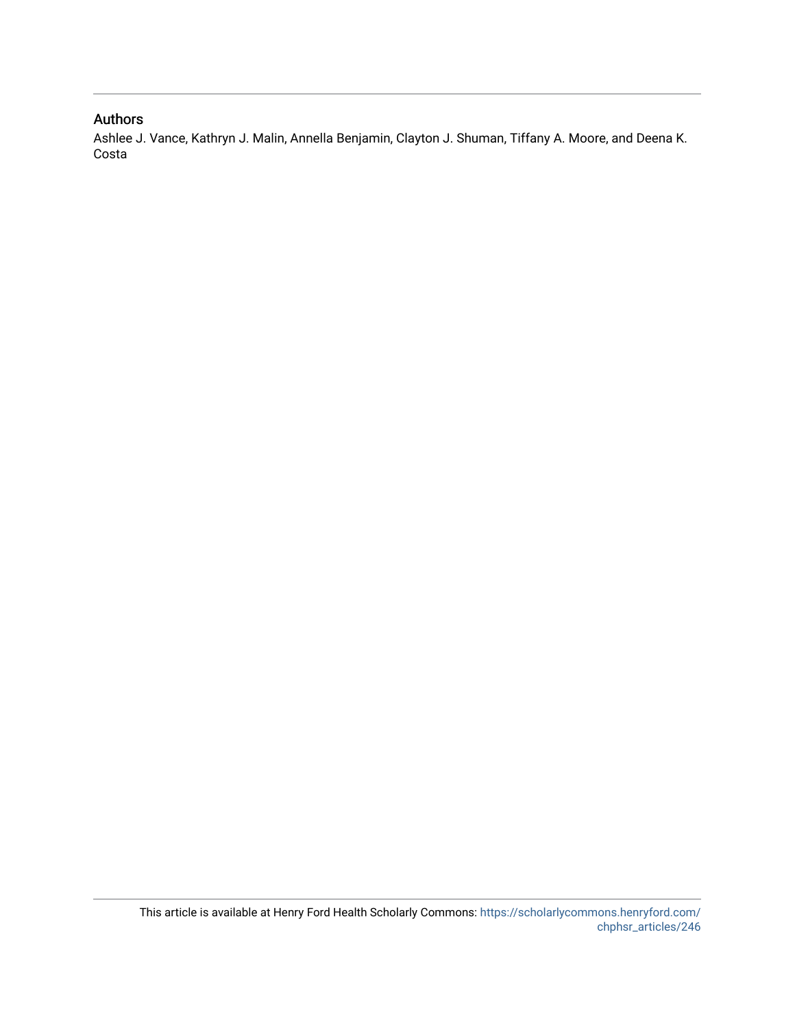## Authors

Ashlee J. Vance, Kathryn J. Malin, Annella Benjamin, Clayton J. Shuman, Tiffany A. Moore, and Deena K. Costa

This article is available at Henry Ford Health Scholarly Commons: https://scholarlycommons.henryford.com/chphsr_articles/246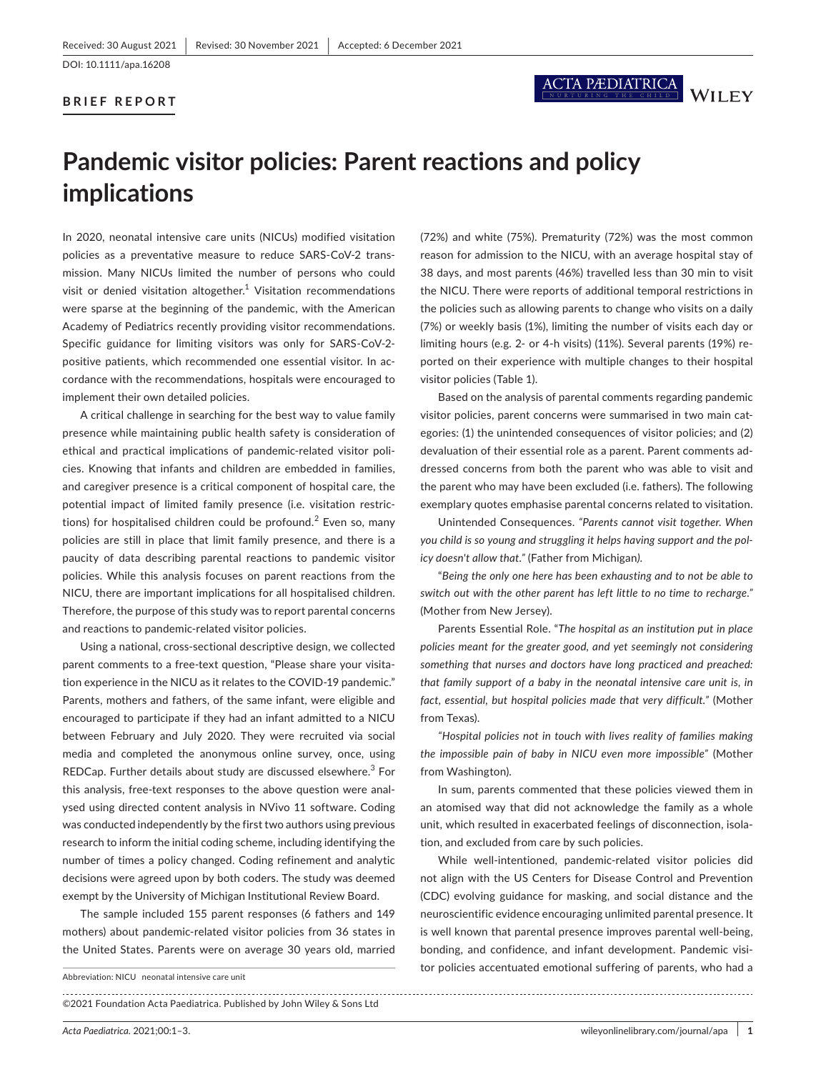Received: 30 August 2021 | Revised: 30 November 2021 | Accepted: 6 December 2021

DOI: 10.1111/apa.16208

**BRIEF REPORT**

# Pandemic visitor policies: Parent reactions and policy implications

In 2020, neonatal intensive care units (NICUs) modified visitation policies as a preventative measure to reduce SARS-CoV-2 transmission. Many NICUs limited the number of persons who could visit or denied visitation altogether.[1] Visitation recommendations were sparse at the beginning of the pandemic, with the American Academy of Pediatrics recently providing visitor recommendations. Specific guidance for limiting visitors was only for SARS-CoV-2-positive patients, which recommended one essential visitor. In accordance with the recommendations, hospitals were encouraged to implement their own detailed policies.

A critical challenge in searching for the best way to value family presence while maintaining public health safety is consideration of ethical and practical implications of pandemic-related visitor policies. Knowing that infants and children are embedded in families, and caregiver presence is a critical component of hospital care, the potential impact of limited family presence (i.e. visitation restrictions) for hospitalised children could be profound.[2] Even so, many policies are still in place that limit family presence, and there is a paucity of data describing parental reactions to pandemic visitor policies. While this analysis focuses on parent reactions from the NICU, there are important implications for all hospitalised children. Therefore, the purpose of this study was to report parental concerns and reactions to pandemic-related visitor policies.

Using a national, cross-sectional descriptive design, we collected parent comments to a free-text question, "Please share your visitation experience in the NICU as it relates to the COVID-19 pandemic." Parents, mothers and fathers, of the same infant, were eligible and encouraged to participate if they had an infant admitted to a NICU between February and July 2020. They were recruited via social media and completed the anonymous online survey, once, using REDCap. Further details about study are discussed elsewhere.[3] For this analysis, free-text responses to the above question were analysed using directed content analysis in NVivo 11 software. Coding was conducted independently by the first two authors using previous research to inform the initial coding scheme, including identifying the number of times a policy changed. Coding refinement and analytic decisions were agreed upon by both coders. The study was deemed exempt by the University of Michigan Institutional Review Board.

The sample included 155 parent responses (6 fathers and 149 mothers) about pandemic-related visitor policies from 36 states in the United States. Parents were on average 30 years old, married (72%) and white (75%). Prematurity (72%) was the most common reason for admission to the NICU, with an average hospital stay of 38 days, and most parents (46%) travelled less than 30 min to visit the NICU. There were reports of additional temporal restrictions in the policies such as allowing parents to change who visits on a daily (7%) or weekly basis (1%), limiting the number of visits each day or limiting hours (e.g. 2- or 4-h visits) (11%). Several parents (19%) reported on their experience with multiple changes to their hospital visitor policies (Table 1).

Based on the analysis of parental comments regarding pandemic visitor policies, parent concerns were summarised in two main categories: (1) the unintended consequences of visitor policies; and (2) devaluation of their essential role as a parent. Parent comments addressed concerns from both the parent who was able to visit and the parent who may have been excluded (i.e. fathers). The following exemplary quotes emphasise parental concerns related to visitation.

Unintended Consequences. *"Parents cannot visit together. When you child is so young and struggling it helps having support and the policy doesn't allow that."* (Father from Michigan).

"*Being the only one here has been exhausting and to not be able to switch out with the other parent has left little to no time to recharge.*" (Mother from New Jersey).

Parents Essential Role. "*The hospital as an institution put in place policies meant for the greater good, and yet seemingly not considering something that nurses and doctors have long practiced and preached: that family support of a baby in the neonatal intensive care unit is, in fact, essential, but hospital policies made that very difficult.*" (Mother from Texas).

*"Hospital policies not in touch with lives reality of families making the impossible pain of baby in NICU even more impossible"* (Mother from Washington).

In sum, parents commented that these policies viewed them in an atomised way that did not acknowledge the family as a whole unit, which resulted in exacerbated feelings of disconnection, isolation, and excluded from care by such policies.

While well-intentioned, pandemic-related visitor policies did not align with the US Centers for Disease Control and Prevention (CDC) evolving guidance for masking, and social distance and the neuroscientific evidence encouraging unlimited parental presence. It is well known that parental presence improves parental well-being, bonding, and confidence, and infant development. Pandemic visitor policies accentuated emotional suffering of parents, who had a

Abbreviation: NICU neonatal intensive care unit

©2021 Foundation Acta Paediatrica. Published by John Wiley & Sons Ltd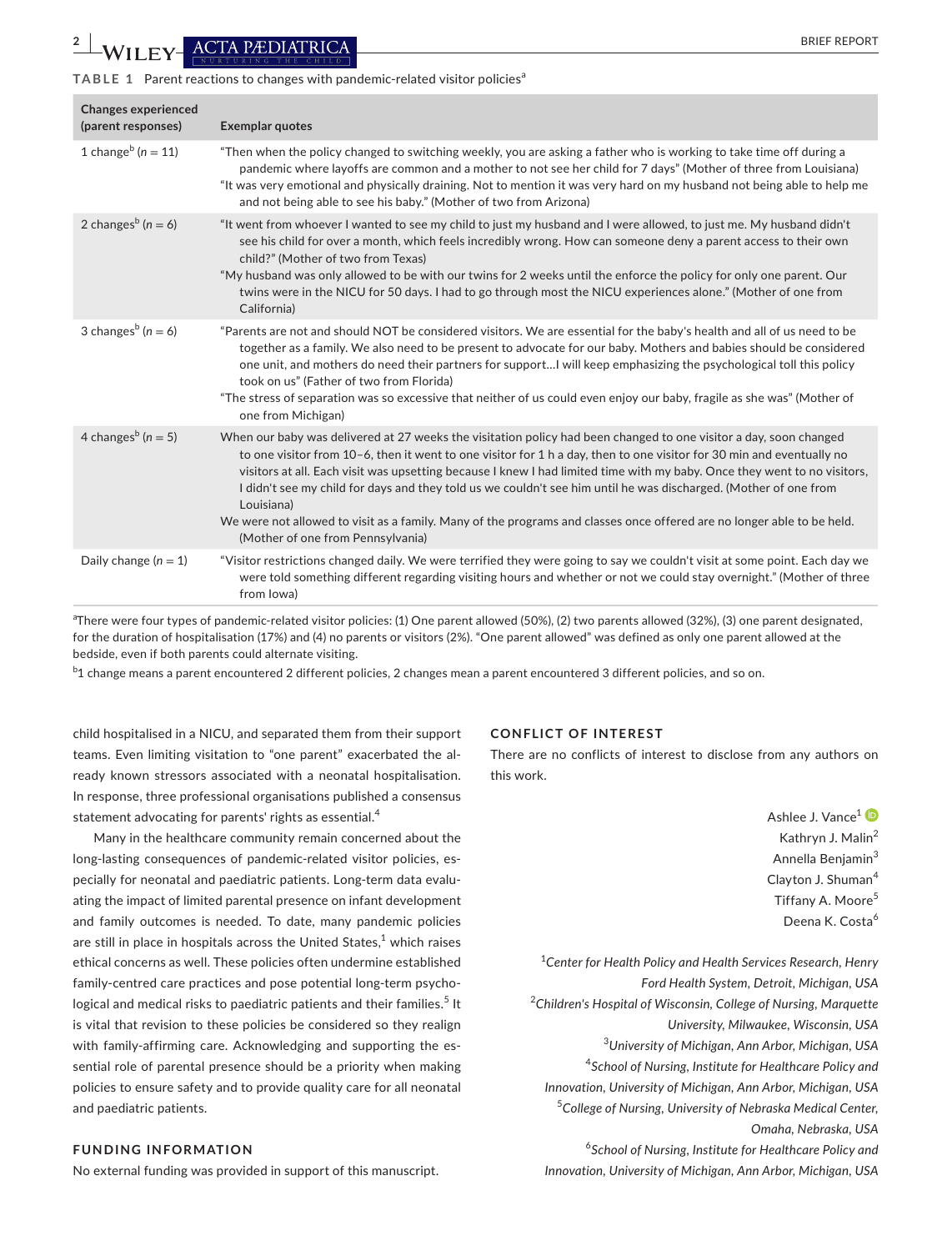**TABLE 1** Parent reactions to changes with pandemic-related visitor policies[a]

| Changes experienced (parent responses) | Exemplar quotes |
|---|---|
| 1 change[b] (n = 11) | "Then when the policy changed to switching weekly, you are asking a father who is working to take time off during a pandemic where layoffs are common and a mother to not see her child for 7 days" (Mother of three from Louisiana)<br>"It was very emotional and physically draining. Not to mention it was very hard on my husband not being able to help me and not being able to see his baby." (Mother of two from Arizona) |
| 2 changes[b] (n = 6) | "It went from whoever I wanted to see my child to just my husband and I were allowed, to just me. My husband didn't see his child for over a month, which feels incredibly wrong. How can someone deny a parent access to their own child?" (Mother of two from Texas)<br>"My husband was only allowed to be with our twins for 2 weeks until the enforce the policy for only one parent. Our twins were in the NICU for 50 days. I had to go through most the NICU experiences alone." (Mother of one from California) |
| 3 changes[b] (n = 6) | "Parents are not and should NOT be considered visitors. We are essential for the baby's health and all of us need to be together as a family. We also need to be present to advocate for our baby. Mothers and babies should be considered one unit, and mothers do need their partners for support…I will keep emphasizing the psychological toll this policy took on us" (Father of two from Florida)<br>"The stress of separation was so excessive that neither of us could even enjoy our baby, fragile as she was" (Mother of one from Michigan) |
| 4 changes[b] (n = 5) | When our baby was delivered at 27 weeks the visitation policy had been changed to one visitor a day, soon changed to one visitor from 10–6, then it went to one visitor for 1 h a day, then to one visitor for 30 min and eventually no visitors at all. Each visit was upsetting because I knew I had limited time with my baby. Once they went to no visitors, I didn't see my child for days and they told us we couldn't see him until he was discharged. (Mother of one from Louisiana)<br>We were not allowed to visit as a family. Many of the programs and classes once offered are no longer able to be held. (Mother of one from Pennsylvania) |
| Daily change (n = 1) | "Visitor restrictions changed daily. We were terrified they were going to say we couldn't visit at some point. Each day we were told something different regarding visiting hours and whether or not we could stay overnight." (Mother of three from Iowa) |

[a]There were four types of pandemic-related visitor policies: (1) One parent allowed (50%), (2) two parents allowed (32%), (3) one parent designated, for the duration of hospitalisation (17%) and (4) no parents or visitors (2%). "One parent allowed" was defined as only one parent allowed at the bedside, even if both parents could alternate visiting.

[b]1 change means a parent encountered 2 different policies, 2 changes mean a parent encountered 3 different policies, and so on.

child hospitalised in a NICU, and separated them from their support teams. Even limiting visitation to "one parent" exacerbated the already known stressors associated with a neonatal hospitalisation. In response, three professional organisations published a consensus statement advocating for parents' rights as essential.[4]

Many in the healthcare community remain concerned about the long-lasting consequences of pandemic-related visitor policies, especially for neonatal and paediatric patients. Long-term data evaluating the impact of limited parental presence on infant development and family outcomes is needed. To date, many pandemic policies are still in place in hospitals across the United States,[1] which raises ethical concerns as well. These policies often undermine established family-centred care practices and pose potential long-term psychological and medical risks to paediatric patients and their families.[5] It is vital that revision to these policies be considered so they realign with family-affirming care. Acknowledging and supporting the essential role of parental presence should be a priority when making policies to ensure safety and to provide quality care for all neonatal and paediatric patients.

## FUNDING INFORMATION

No external funding was provided in support of this manuscript.

## CONFLICT OF INTEREST

There are no conflicts of interest to disclose from any authors on this work.

Ashlee J. Vance[1]
Kathryn J. Malin[2]
Annella Benjamin[3]
Clayton J. Shuman[4]
Tiffany A. Moore[5]
Deena K. Costa[6]

[1]*Center for Health Policy and Health Services Research, Henry Ford Health System, Detroit, Michigan, USA*
[2]*Children's Hospital of Wisconsin, College of Nursing, Marquette University, Milwaukee, Wisconsin, USA*
[3]*University of Michigan, Ann Arbor, Michigan, USA*
[4]*School of Nursing, Institute for Healthcare Policy and Innovation, University of Michigan, Ann Arbor, Michigan, USA*
[5]*College of Nursing, University of Nebraska Medical Center, Omaha, Nebraska, USA*
[6]*School of Nursing, Institute for Healthcare Policy and Innovation, University of Michigan, Ann Arbor, Michigan, USA*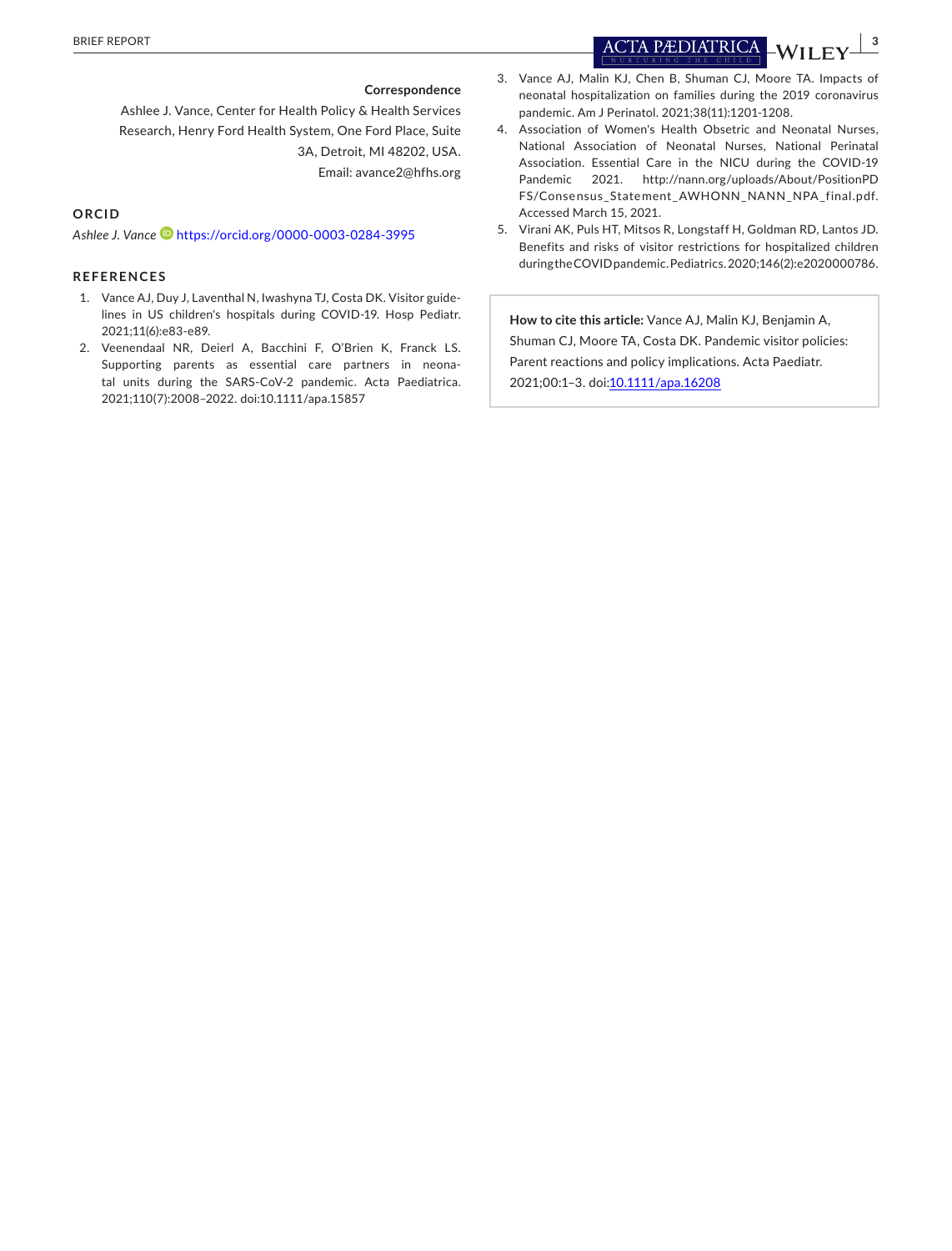**Correspondence**

Ashlee J. Vance, Center for Health Policy & Health Services Research, Henry Ford Health System, One Ford Place, Suite 3A, Detroit, MI 48202, USA.

Email: avance2@hfhs.org

## ORCID

*Ashlee J. Vance* https://orcid.org/0000-0003-2284-3995

## REFERENCES

1. Vance AJ, Duy J, Laventhal N, Iwashyna TJ, Costa DK. Visitor guidelines in US children's hospitals during COVID-19. Hosp Pediatr. 2021;11(6):e83-e89.
2. Veenendaal NR, Deierl A, Bacchini F, O'Brien K, Franck LS. Supporting parents as essential care partners in neonatal units during the SARS-CoV-2 pandemic. Acta Paediatrica. 2021;110(7):2008–2022. doi:10.1111/apa.15857
3. Vance AJ, Malin KJ, Chen B, Shuman CJ, Moore TA. Impacts of neonatal hospitalization on families during the 2019 coronavirus pandemic. Am J Perinatol. 2021;38(11):1201-1208.
4. Association of Women's Health Obsetric and Neonatal Nurses, National Association of Neonatal Nurses, National Perinatal Association. Essential Care in the NICU during the COVID-19 Pandemic 2021. http://nann.org/uploads/About/PositionPDFS/Consensus_Statement_AWHONN_NANN_NPA_final.pdf. Accessed March 15, 2021.
5. Virani AK, Puls HT, Mitsos R, Longstaff H, Goldman RD, Lantos JD. Benefits and risks of visitor restrictions for hospitalized children during the COVID pandemic. Pediatrics. 2020;146(2):e2020000786.

**How to cite this article:** Vance AJ, Malin KJ, Benjamin A, Shuman CJ, Moore TA, Costa DK. Pandemic visitor policies: Parent reactions and policy implications. Acta Paediatr. 2021;00:1–3. doi:10.1111/apa.16208